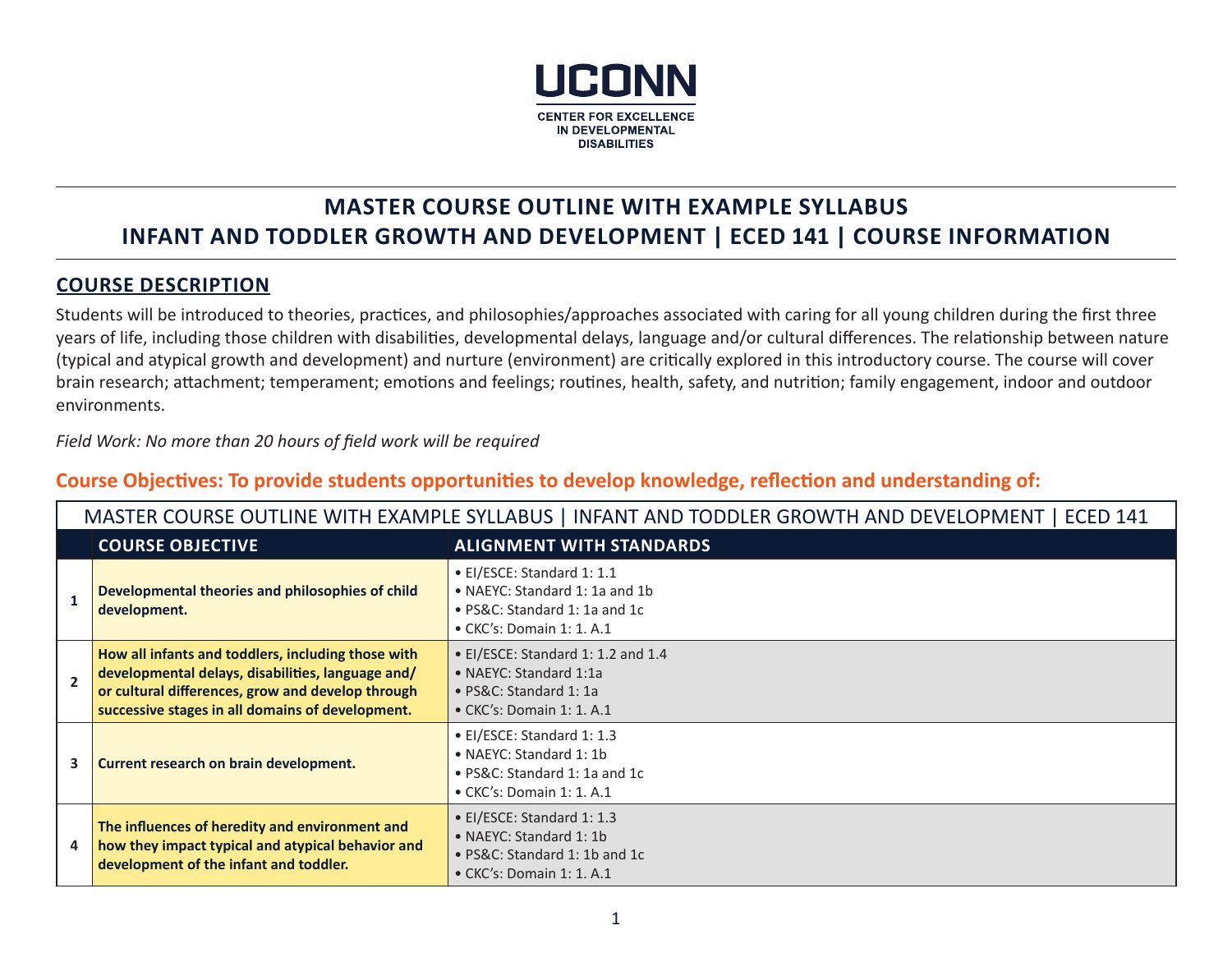UCONN

CENTER FOR EXCELLENCE IN DEVELOPMENTAL DISABILITIES

# MASTER COURSE OUTLINE WITH EXAMPLE SYLLABUS
# INFANT AND TODDLER GROWTH AND DEVELOPMENT | ECED 141 | COURSE INFORMATION

## COURSE DESCRIPTION

Students will be introduced to theories, practices, and philosophies/approaches associated with caring for all young children during the first three years of life, including those children with disabilities, developmental delays, language and/or cultural differences. The relationship between nature (typical and atypical growth and development) and nurture (environment) are critically explored in this introductory course. The course will cover brain research; attachment; temperament; emotions and feelings; routines, health, safety, and nutrition; family engagement, indoor and outdoor environments.

*Field Work: No more than 20 hours of field work will be required*

### Course Objectives: To provide students opportunities to develop knowledge, reflection and understanding of:

MASTER COURSE OUTLINE WITH EXAMPLE SYLLABUS | INFANT AND TODDLER GROWTH AND DEVELOPMENT | ECED 141

| | COURSE OBJECTIVE | ALIGNMENT WITH STANDARDS |
|---|---|---|
| 1 | **Developmental theories and philosophies of child development.** | • EI/ESCE: Standard 1: 1.1<br>• NAEYC: Standard 1: 1a and 1b<br>• PS&C: Standard 1: 1a and 1c<br>• CKC's: Domain 1: 1. A.1 |
| 2 | **How all infants and toddlers, including those with developmental delays, disabilities, language and/or cultural differences, grow and develop through successive stages in all domains of development.** | • EI/ESCE: Standard 1: 1.2 and 1.4<br>• NAEYC: Standard 1:1a<br>• PS&C: Standard 1: 1a<br>• CKC's: Domain 1: 1. A.1 |
| 3 | **Current research on brain development.** | • EI/ESCE: Standard 1: 1.3<br>• NAEYC: Standard 1: 1b<br>• PS&C: Standard 1: 1a and 1c<br>• CKC's: Domain 1: 1. A.1 |
| 4 | **The influences of heredity and environment and how they impact typical and atypical behavior and development of the infant and toddler.** | • EI/ESCE: Standard 1: 1.3<br>• NAEYC: Standard 1: 1b<br>• PS&C: Standard 1: 1b and 1c<br>• CKC's: Domain 1: 1. A.1 |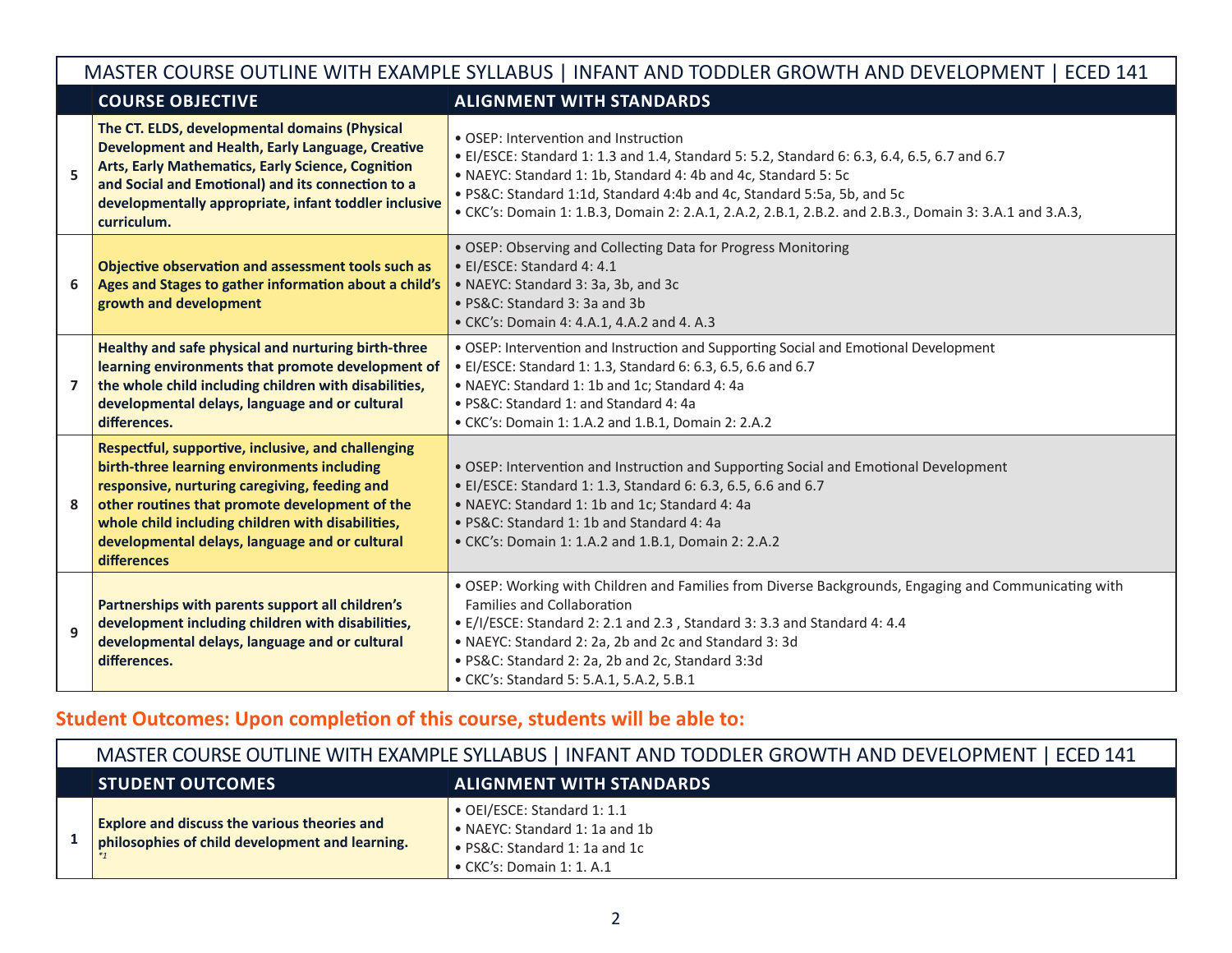| | MASTER COURSE OUTLINE WITH EXAMPLE SYLLABUS \| INFANT AND TODDLER GROWTH AND DEVELOPMENT \| ECED 141 | |
|---|---|---|
| | **COURSE OBJECTIVE** | **ALIGNMENT WITH STANDARDS** |
| **5** | **The CT. ELDS, developmental domains (Physical Development and Health, Early Language, Creative Arts, Early Mathematics, Early Science, Cognition and Social and Emotional) and its connection to a developmentally appropriate, infant toddler inclusive curriculum.** | • OSEP: Intervention and Instruction<br>• EI/ESCE: Standard 1: 1.3 and 1.4, Standard 5: 5.2, Standard 6: 6.3, 6.4, 6.5, 6.7 and 6.7<br>• NAEYC: Standard 1: 1b, Standard 4: 4b and 4c, Standard 5: 5c<br>• PS&C: Standard 1:1d, Standard 4:4b and 4c, Standard 5:5a, 5b, and 5c<br>• CKC's: Domain 1: 1.B.3, Domain 2: 2.A.1, 2.A.2, 2.B.1, 2.B.2. and 2.B.3., Domain 3: 3.A.1 and 3.A.3, |
| **6** | **Objective observation and assessment tools such as Ages and Stages to gather information about a child's growth and development** | • OSEP: Observing and Collecting Data for Progress Monitoring<br>• EI/ESCE: Standard 4: 4.1<br>• NAEYC: Standard 3: 3a, 3b, and 3c<br>• PS&C: Standard 3: 3a and 3b<br>• CKC's: Domain 4: 4.A.1, 4.A.2 and 4. A.3 |
| **7** | **Healthy and safe physical and nurturing birth-three learning environments that promote development of the whole child including children with disabilities, developmental delays, language and or cultural differences.** | • OSEP: Intervention and Instruction and Supporting Social and Emotional Development<br>• EI/ESCE: Standard 1: 1.3, Standard 6: 6.3, 6.5, 6.6 and 6.7<br>• NAEYC: Standard 1: 1b and 1c; Standard 4: 4a<br>• PS&C: Standard 1: and Standard 4: 4a<br>• CKC's: Domain 1: 1.A.2 and 1.B.1, Domain 2: 2.A.2 |
| **8** | **Respectful, supportive, inclusive, and challenging birth-three learning environments including responsive, nurturing caregiving, feeding and other routines that promote development of the whole child including children with disabilities, developmental delays, language and or cultural differences** | • OSEP: Intervention and Instruction and Supporting Social and Emotional Development<br>• EI/ESCE: Standard 1: 1.3, Standard 6: 6.3, 6.5, 6.6 and 6.7<br>• NAEYC: Standard 1: 1b and 1c; Standard 4: 4a<br>• PS&C: Standard 1: 1b and Standard 4: 4a<br>• CKC's: Domain 1: 1.A.2 and 1.B.1, Domain 2: 2.A.2 |
| **9** | **Partnerships with parents support all children's development including children with disabilities, developmental delays, language and or cultural differences.** | • OSEP: Working with Children and Families from Diverse Backgrounds, Engaging and Communicating with Families and Collaboration<br>• E/I/ESCE: Standard 2: 2.1 and 2.3 , Standard 3: 3.3 and Standard 4: 4.4<br>• NAEYC: Standard 2: 2a, 2b and 2c and Standard 3: 3d<br>• PS&C: Standard 2: 2a, 2b and 2c, Standard 3:3d<br>• CKC's: Standard 5: 5.A.1, 5.A.2, 5.B.1 |

## Student Outcomes: Upon completion of this course, students will be able to:

| | MASTER COURSE OUTLINE WITH EXAMPLE SYLLABUS \| INFANT AND TODDLER GROWTH AND DEVELOPMENT \| ECED 141 | |
|---|---|---|
| | **STUDENT OUTCOMES** | **ALIGNMENT WITH STANDARDS** |
| **1** | **Explore and discuss the various theories and philosophies of child development and learning.** *\*1* | • OEI/ESCE: Standard 1: 1.1<br>• NAEYC: Standard 1: 1a and 1b<br>• PS&C: Standard 1: 1a and 1c<br>• CKC's: Domain 1: 1. A.1 |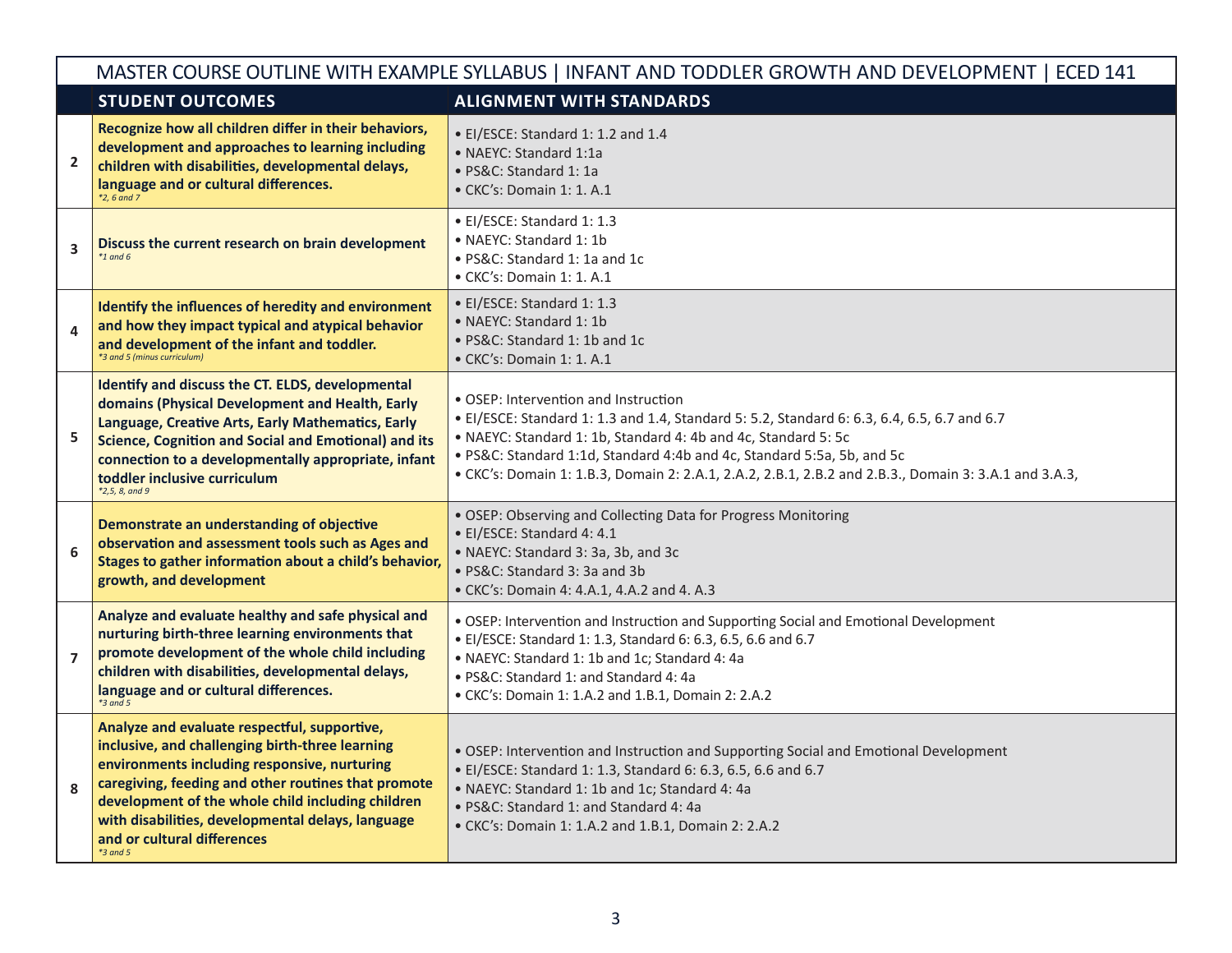| | MASTER COURSE OUTLINE WITH EXAMPLE SYLLABUS \| INFANT AND TODDLER GROWTH AND DEVELOPMENT \| ECED 141 | |
|---|---|---|
| | **STUDENT OUTCOMES** | **ALIGNMENT WITH STANDARDS** |
| 2 | **Recognize how all children differ in their behaviors, development and approaches to learning including children with disabilities, developmental delays, language and or cultural differences.** *\*2, 6 and 7* | • EI/ESCE: Standard 1: 1.2 and 1.4<br>• NAEYC: Standard 1:1a<br>• PS&C: Standard 1: 1a<br>• CKC's: Domain 1: 1. A.1 |
| 3 | **Discuss the current research on brain development** *\*1 and 6* | • EI/ESCE: Standard 1: 1.3<br>• NAEYC: Standard 1: 1b<br>• PS&C: Standard 1: 1a and 1c<br>• CKC's: Domain 1: 1. A.1 |
| 4 | **Identify the influences of heredity and environment and how they impact typical and atypical behavior and development of the infant and toddler.** *\*3 and 5 (minus curriculum)* | • EI/ESCE: Standard 1: 1.3<br>• NAEYC: Standard 1: 1b<br>• PS&C: Standard 1: 1b and 1c<br>• CKC's: Domain 1: 1. A.1 |
| 5 | **Identify and discuss the CT. ELDS, developmental domains (Physical Development and Health, Early Language, Creative Arts, Early Mathematics, Early Science, Cognition and Social and Emotional) and its connection to a developmentally appropriate, infant toddler inclusive curriculum** *\*2,5, 8, and 9* | • OSEP: Intervention and Instruction<br>• EI/ESCE: Standard 1: 1.3 and 1.4, Standard 5: 5.2, Standard 6: 6.3, 6.4, 6.5, 6.7 and 6.7<br>• NAEYC: Standard 1: 1b, Standard 4: 4b and 4c, Standard 5: 5c<br>• PS&C: Standard 1:1d, Standard 4:4b and 4c, Standard 5:5a, 5b, and 5c<br>• CKC's: Domain 1: 1.B.3, Domain 2: 2.A.1, 2.A.2, 2.B.1, 2.B.2 and 2.B.3., Domain 3: 3.A.1 and 3.A.3, |
| 6 | **Demonstrate an understanding of objective observation and assessment tools such as Ages and Stages to gather information about a child's behavior, growth, and development** | • OSEP: Observing and Collecting Data for Progress Monitoring<br>• EI/ESCE: Standard 4: 4.1<br>• NAEYC: Standard 3: 3a, 3b, and 3c<br>• PS&C: Standard 3: 3a and 3b<br>• CKC's: Domain 4: 4.A.1, 4.A.2 and 4. A.3 |
| 7 | **Analyze and evaluate healthy and safe physical and nurturing birth-three learning environments that promote development of the whole child including children with disabilities, developmental delays, language and or cultural differences.** *\*3 and 5* | • OSEP: Intervention and Instruction and Supporting Social and Emotional Development<br>• EI/ESCE: Standard 1: 1.3, Standard 6: 6.3, 6.5, 6.6 and 6.7<br>• NAEYC: Standard 1: 1b and 1c; Standard 4: 4a<br>• PS&C: Standard 1: and Standard 4: 4a<br>• CKC's: Domain 1: 1.A.2 and 1.B.1, Domain 2: 2.A.2 |
| 8 | **Analyze and evaluate respectful, supportive, inclusive, and challenging birth-three learning environments including responsive, nurturing caregiving, feeding and other routines that promote development of the whole child including children with disabilities, developmental delays, language and or cultural differences** *\*3 and 5* | • OSEP: Intervention and Instruction and Supporting Social and Emotional Development<br>• EI/ESCE: Standard 1: 1.3, Standard 6: 6.3, 6.5, 6.6 and 6.7<br>• NAEYC: Standard 1: 1b and 1c; Standard 4: 4a<br>• PS&C: Standard 1: and Standard 4: 4a<br>• CKC's: Domain 1: 1.A.2 and 1.B.1, Domain 2: 2.A.2 |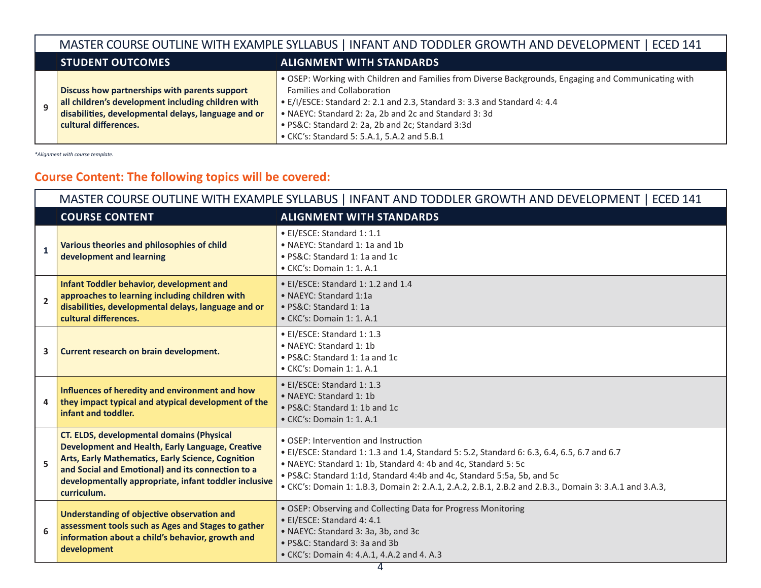| | MASTER COURSE OUTLINE WITH EXAMPLE SYLLABUS \| INFANT AND TODDLER GROWTH AND DEVELOPMENT \| ECED 141 | |
|---|---|---|
| | **STUDENT OUTCOMES** | **ALIGNMENT WITH STANDARDS** |
| 9 | **Discuss how partnerships with parents support all children's development including children with disabilities, developmental delays, language and or cultural differences.** | • OSEP: Working with Children and Families from Diverse Backgrounds, Engaging and Communicating with Families and Collaboration<br>• E/I/ESCE: Standard 2: 2.1 and 2.3, Standard 3: 3.3 and Standard 4: 4.4<br>• NAEYC: Standard 2: 2a, 2b and 2c and Standard 3: 3d<br>• PS&C: Standard 2: 2a, 2b and 2c; Standard 3:3d<br>• CKC's: Standard 5: 5.A.1, 5.A.2 and 5.B.1 |

*Alignment with course template.

## Course Content: The following topics will be covered:

| | MASTER COURSE OUTLINE WITH EXAMPLE SYLLABUS \| INFANT AND TODDLER GROWTH AND DEVELOPMENT \| ECED 141 | |
|---|---|---|
| | **COURSE CONTENT** | **ALIGNMENT WITH STANDARDS** |
| 1 | **Various theories and philosophies of child development and learning** | • EI/ESCE: Standard 1: 1.1<br>• NAEYC: Standard 1: 1a and 1b<br>• PS&C: Standard 1: 1a and 1c<br>• CKC's: Domain 1: 1. A.1 |
| 2 | **Infant Toddler behavior, development and approaches to learning including children with disabilities, developmental delays, language and or cultural differences.** | • EI/ESCE: Standard 1: 1.2 and 1.4<br>• NAEYC: Standard 1:1a<br>• PS&C: Standard 1: 1a<br>• CKC's: Domain 1: 1. A.1 |
| 3 | **Current research on brain development.** | • EI/ESCE: Standard 1: 1.3<br>• NAEYC: Standard 1: 1b<br>• PS&C: Standard 1: 1a and 1c<br>• CKC's: Domain 1: 1. A.1 |
| 4 | **Influences of heredity and environment and how they impact typical and atypical development of the infant and toddler.** | • EI/ESCE: Standard 1: 1.3<br>• NAEYC: Standard 1: 1b<br>• PS&C: Standard 1: 1b and 1c<br>• CKC's: Domain 1: 1. A.1 |
| 5 | **CT. ELDS, developmental domains (Physical Development and Health, Early Language, Creative Arts, Early Mathematics, Early Science, Cognition and Social and Emotional) and its connection to a developmentally appropriate, infant toddler inclusive curriculum.** | • OSEP: Intervention and Instruction<br>• EI/ESCE: Standard 1: 1.3 and 1.4, Standard 5: 5.2, Standard 6: 6.3, 6.4, 6.5, 6.7 and 6.7<br>• NAEYC: Standard 1: 1b, Standard 4: 4b and 4c, Standard 5: 5c<br>• PS&C: Standard 1:1d, Standard 4:4b and 4c, Standard 5:5a, 5b, and 5c<br>• CKC's: Domain 1: 1.B.3, Domain 2: 2.A.1, 2.A.2, 2.B.1, 2.B.2 and 2.B.3., Domain 3: 3.A.1 and 3.A.3, |
| 6 | **Understanding of objective observation and assessment tools such as Ages and Stages to gather information about a child's behavior, growth and development** | • OSEP: Observing and Collecting Data for Progress Monitoring<br>• EI/ESCE: Standard 4: 4.1<br>• NAEYC: Standard 3: 3a, 3b, and 3c<br>• PS&C: Standard 3: 3a and 3b<br>• CKC's: Domain 4: 4.A.1, 4.A.2 and 4. A.3 |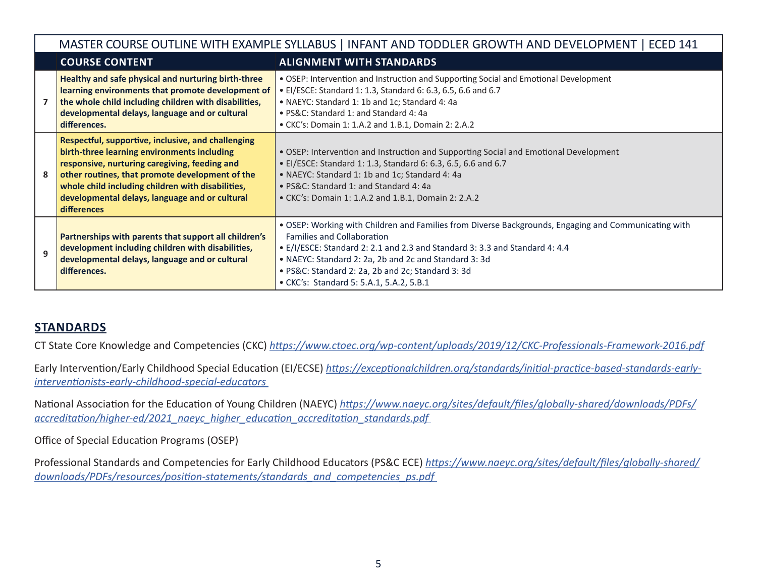| MASTER COURSE OUTLINE WITH EXAMPLE SYLLABUS \| INFANT AND TODDLER GROWTH AND DEVELOPMENT \| ECED 141 | | |
|---|---|---|
| | **COURSE CONTENT** | **ALIGNMENT WITH STANDARDS** |
| 7 | **Healthy and safe physical and nurturing birth-three learning environments that promote development of the whole child including children with disabilities, developmental delays, language and or cultural differences.** | • OSEP: Intervention and Instruction and Supporting Social and Emotional Development<br>• EI/ESCE: Standard 1: 1.3, Standard 6: 6.3, 6.5, 6.6 and 6.7<br>• NAEYC: Standard 1: 1b and 1c; Standard 4: 4a<br>• PS&C: Standard 1: and Standard 4: 4a<br>• CKC's: Domain 1: 1.A.2 and 1.B.1, Domain 2: 2.A.2 |
| 8 | **Respectful, supportive, inclusive, and challenging birth-three learning environments including responsive, nurturing caregiving, feeding and other routines, that promote development of the whole child including children with disabilities, developmental delays, language and or cultural differences** | • OSEP: Intervention and Instruction and Supporting Social and Emotional Development<br>• EI/ESCE: Standard 1: 1.3, Standard 6: 6.3, 6.5, 6.6 and 6.7<br>• NAEYC: Standard 1: 1b and 1c; Standard 4: 4a<br>• PS&C: Standard 1: and Standard 4: 4a<br>• CKC's: Domain 1: 1.A.2 and 1.B.1, Domain 2: 2.A.2 |
| 9 | **Partnerships with parents that support all children's development including children with disabilities, developmental delays, language and or cultural differences.** | • OSEP: Working with Children and Families from Diverse Backgrounds, Engaging and Communicating with Families and Collaboration<br>• E/I/ESCE: Standard 2: 2.1 and 2.3 and Standard 3: 3.3 and Standard 4: 4.4<br>• NAEYC: Standard 2: 2a, 2b and 2c and Standard 3: 3d<br>• PS&C: Standard 2: 2a, 2b and 2c; Standard 3: 3d<br>• CKC's: Standard 5: 5.A.1, 5.A.2, 5.B.1 |

## STANDARDS

CT State Core Knowledge and Competencies (CKC) *https://www.ctoec.org/wp-content/uploads/2019/12/CKC-Professionals-Framework-2016.pdf*

Early Intervention/Early Childhood Special Education (EI/ECSE) *https://exceptionalchildren.org/standards/initial-practice-based-standards-early-interventionists-early-childhood-special-educators*

National Association for the Education of Young Children (NAEYC) *https://www.naeyc.org/sites/default/files/globally-shared/downloads/PDFs/accreditation/higher-ed/2021_naeyc_higher_education_accreditation_standards.pdf*

Office of Special Education Programs (OSEP)

Professional Standards and Competencies for Early Childhood Educators (PS&C ECE) *https://www.naeyc.org/sites/default/files/globally-shared/downloads/PDFs/resources/position-statements/standards_and_competencies_ps.pdf*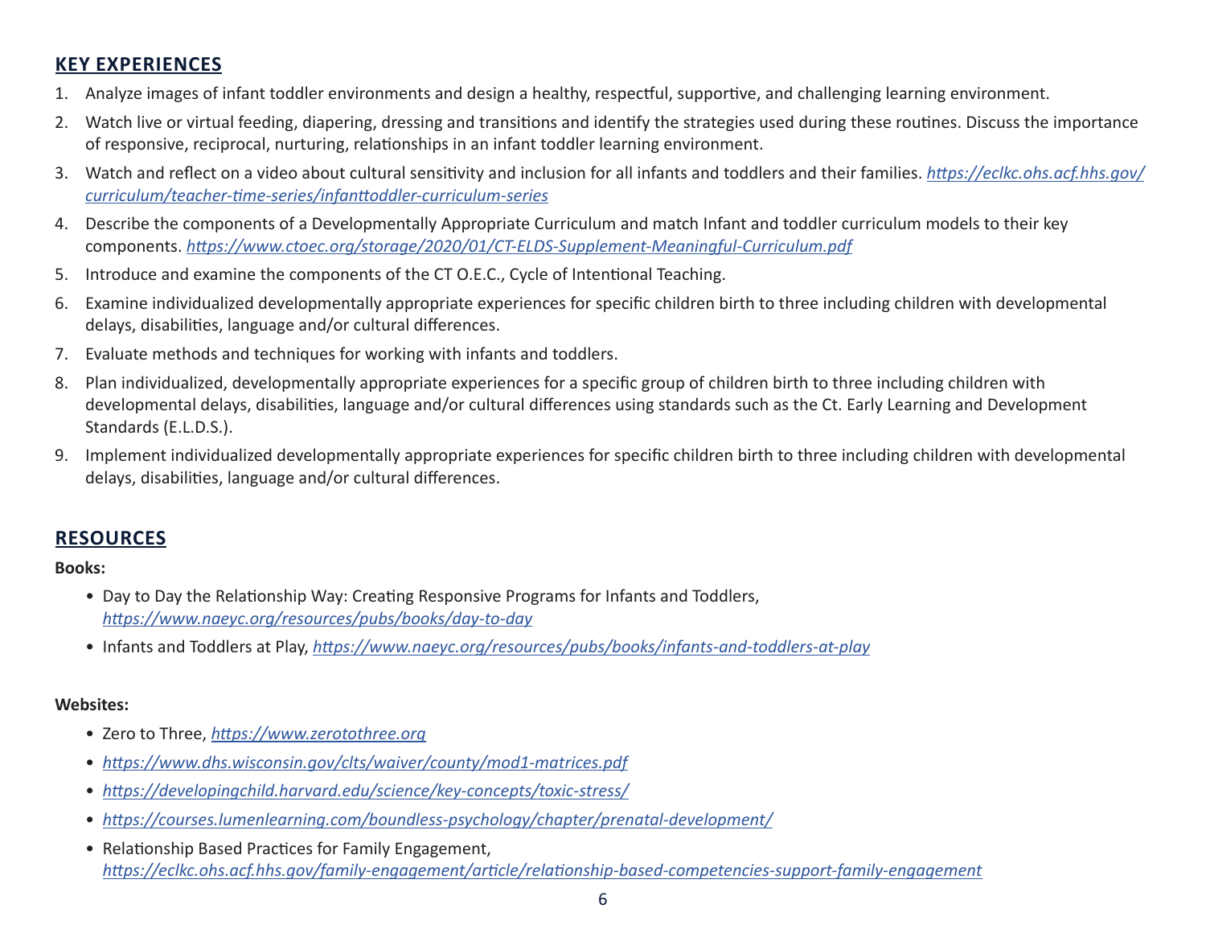## KEY EXPERIENCES

1. Analyze images of infant toddler environments and design a healthy, respectful, supportive, and challenging learning environment.
2. Watch live or virtual feeding, diapering, dressing and transitions and identify the strategies used during these routines. Discuss the importance of responsive, reciprocal, nurturing, relationships in an infant toddler learning environment.
3. Watch and reflect on a video about cultural sensitivity and inclusion for all infants and toddlers and their families. *https://eclkc.ohs.acf.hhs.gov/curriculum/teacher-time-series/infanttoddler-curriculum-series*
4. Describe the components of a Developmentally Appropriate Curriculum and match Infant and toddler curriculum models to their key components. *https://www.ctoec.org/storage/2020/01/CT-ELDS-Supplement-Meaningful-Curriculum.pdf*
5. Introduce and examine the components of the CT O.E.C., Cycle of Intentional Teaching.
6. Examine individualized developmentally appropriate experiences for specific children birth to three including children with developmental delays, disabilities, language and/or cultural differences.
7. Evaluate methods and techniques for working with infants and toddlers.
8. Plan individualized, developmentally appropriate experiences for a specific group of children birth to three including children with developmental delays, disabilities, language and/or cultural differences using standards such as the Ct. Early Learning and Development Standards (E.L.D.S.).
9. Implement individualized developmentally appropriate experiences for specific children birth to three including children with developmental delays, disabilities, language and/or cultural differences.

## RESOURCES

**Books:**

- Day to Day the Relationship Way: Creating Responsive Programs for Infants and Toddlers, *https://www.naeyc.org/resources/pubs/books/day-to-day*
- Infants and Toddlers at Play, *https://www.naeyc.org/resources/pubs/books/infants-and-toddlers-at-play*

**Websites:**

- Zero to Three, *https://www.zerotothree.org*
- *https://www.dhs.wisconsin.gov/clts/waiver/county/mod1-matrices.pdf*
- *https://developingchild.harvard.edu/science/key-concepts/toxic-stress/*
- *https://courses.lumenlearning.com/boundless-psychology/chapter/prenatal-development/*
- Relationship Based Practices for Family Engagement, *https://eclkc.ohs.acf.hhs.gov/family-engagement/article/relationship-based-competencies-support-family-engagement*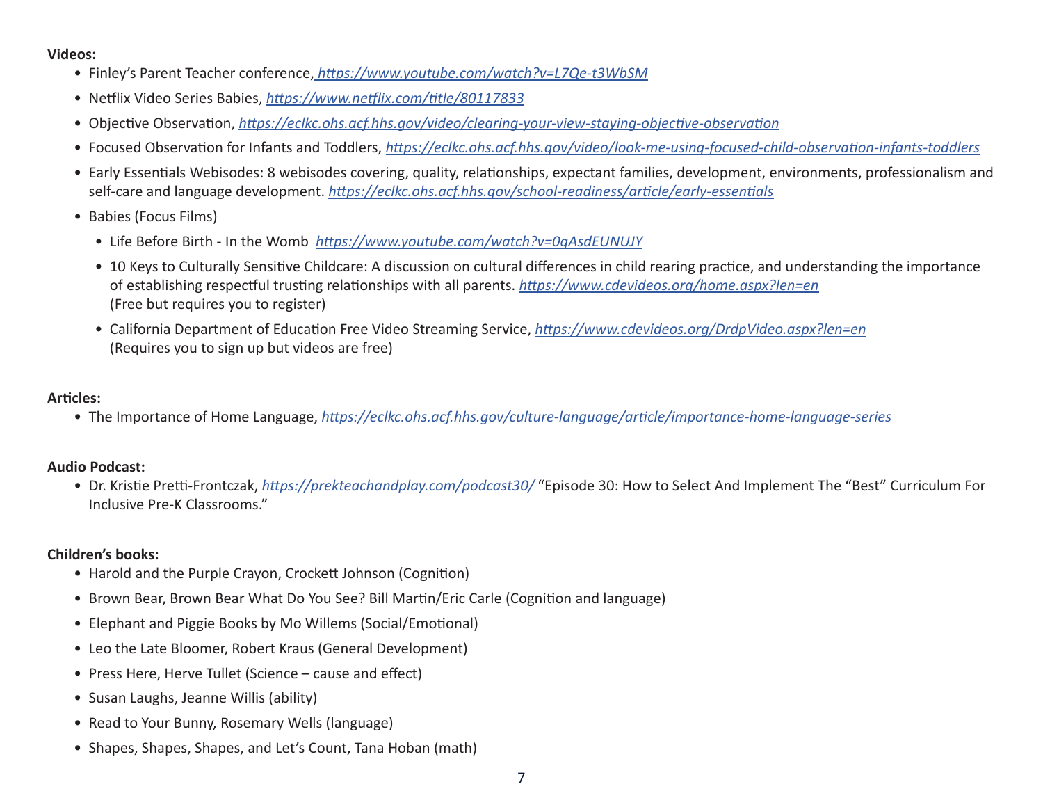**Videos:**

- Finley's Parent Teacher conference, *https://www.youtube.com/watch?v=L7Qe-t3WbSM*
- Netflix Video Series Babies, *https://www.netflix.com/title/80117833*
- Objective Observation, *https://eclkc.ohs.acf.hhs.gov/video/clearing-your-view-staying-objective-observation*
- Focused Observation for Infants and Toddlers, *https://eclkc.ohs.acf.hhs.gov/video/look-me-using-focused-child-observation-infants-toddlers*
- Early Essentials Webisodes: 8 webisodes covering, quality, relationships, expectant families, development, environments, professionalism and self-care and language development. *https://eclkc.ohs.acf.hhs.gov/school-readiness/article/early-essentials*
- Babies (Focus Films)
  - Life Before Birth - In the Womb *https://www.youtube.com/watch?v=0gAsdEUNUJY*
  - 10 Keys to Culturally Sensitive Childcare: A discussion on cultural differences in child rearing practice, and understanding the importance of establishing respectful trusting relationships with all parents. *https://www.cdevideos.org/home.aspx?len=en* (Free but requires you to register)
  - California Department of Education Free Video Streaming Service, *https://www.cdevideos.org/DrdpVideo.aspx?len=en* (Requires you to sign up but videos are free)

**Articles:**

- The Importance of Home Language, *https://eclkc.ohs.acf.hhs.gov/culture-language/article/importance-home-language-series*

**Audio Podcast:**

- Dr. Kristie Pretti-Frontczak, *https://prekteachandplay.com/podcast30/* "Episode 30: How to Select And Implement The "Best" Curriculum For Inclusive Pre-K Classrooms."

**Children's books:**

- Harold and the Purple Crayon, Crockett Johnson (Cognition)
- Brown Bear, Brown Bear What Do You See? Bill Martin/Eric Carle (Cognition and language)
- Elephant and Piggie Books by Mo Willems (Social/Emotional)
- Leo the Late Bloomer, Robert Kraus (General Development)
- Press Here, Herve Tullet (Science – cause and effect)
- Susan Laughs, Jeanne Willis (ability)
- Read to Your Bunny, Rosemary Wells (language)
- Shapes, Shapes, Shapes, and Let's Count, Tana Hoban (math)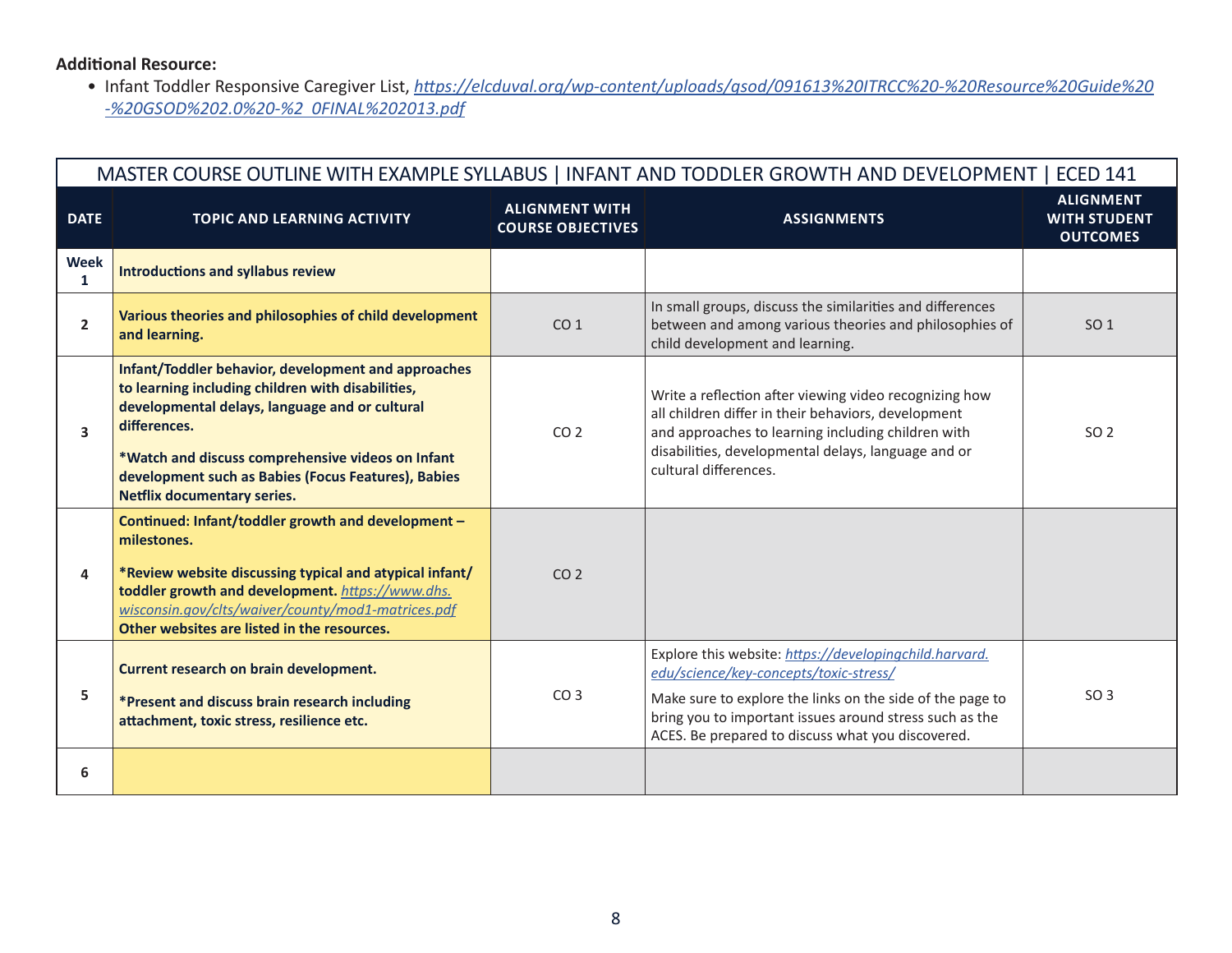**Additional Resource:**

- Infant Toddler Responsive Caregiver List, *https://elcduval.org/wp-content/uploads/gsod/091613%20ITRCC%20-%20Resource%20Guide%20-%20GSOD%202.0%20-%2 0FINAL%202013.pdf*

| MASTER COURSE OUTLINE WITH EXAMPLE SYLLABUS \| INFANT AND TODDLER GROWTH AND DEVELOPMENT \| ECED 141 | | | | |
|---|---|---|---|---|
| **DATE** | **TOPIC AND LEARNING ACTIVITY** | **ALIGNMENT WITH COURSE OBJECTIVES** | **ASSIGNMENTS** | **ALIGNMENT WITH STUDENT OUTCOMES** |
| **Week 1** | **Introductions and syllabus review** | | | |
| **2** | **Various theories and philosophies of child development and learning.** | CO 1 | In small groups, discuss the similarities and differences between and among various theories and philosophies of child development and learning. | SO 1 |
| **3** | **Infant/Toddler behavior, development and approaches to learning including children with disabilities, developmental delays, language and or cultural differences.**<br><br>**\*Watch and discuss comprehensive videos on Infant development such as Babies (Focus Features), Babies Netflix documentary series.** | CO 2 | Write a reflection after viewing video recognizing how all children differ in their behaviors, development and approaches to learning including children with disabilities, developmental delays, language and or cultural differences. | SO 2 |
| **4** | **Continued: Infant/toddler growth and development – milestones.**<br><br>**\*Review website discussing typical and atypical infant/toddler growth and development.** *https://www.dhs.wisconsin.gov/clts/waiver/county/mod1-matrices.pdf* **Other websites are listed in the resources.** | CO 2 | | |
| **5** | **Current research on brain development.**<br><br>**\*Present and discuss brain research including attachment, toxic stress, resilience etc.** | CO 3 | Explore this website: *https://developingchild.harvard.edu/science/key-concepts/toxic-stress/*<br><br>Make sure to explore the links on the side of the page to bring you to important issues around stress such as the ACES. Be prepared to discuss what you discovered. | SO 3 |
| **6** | | | | |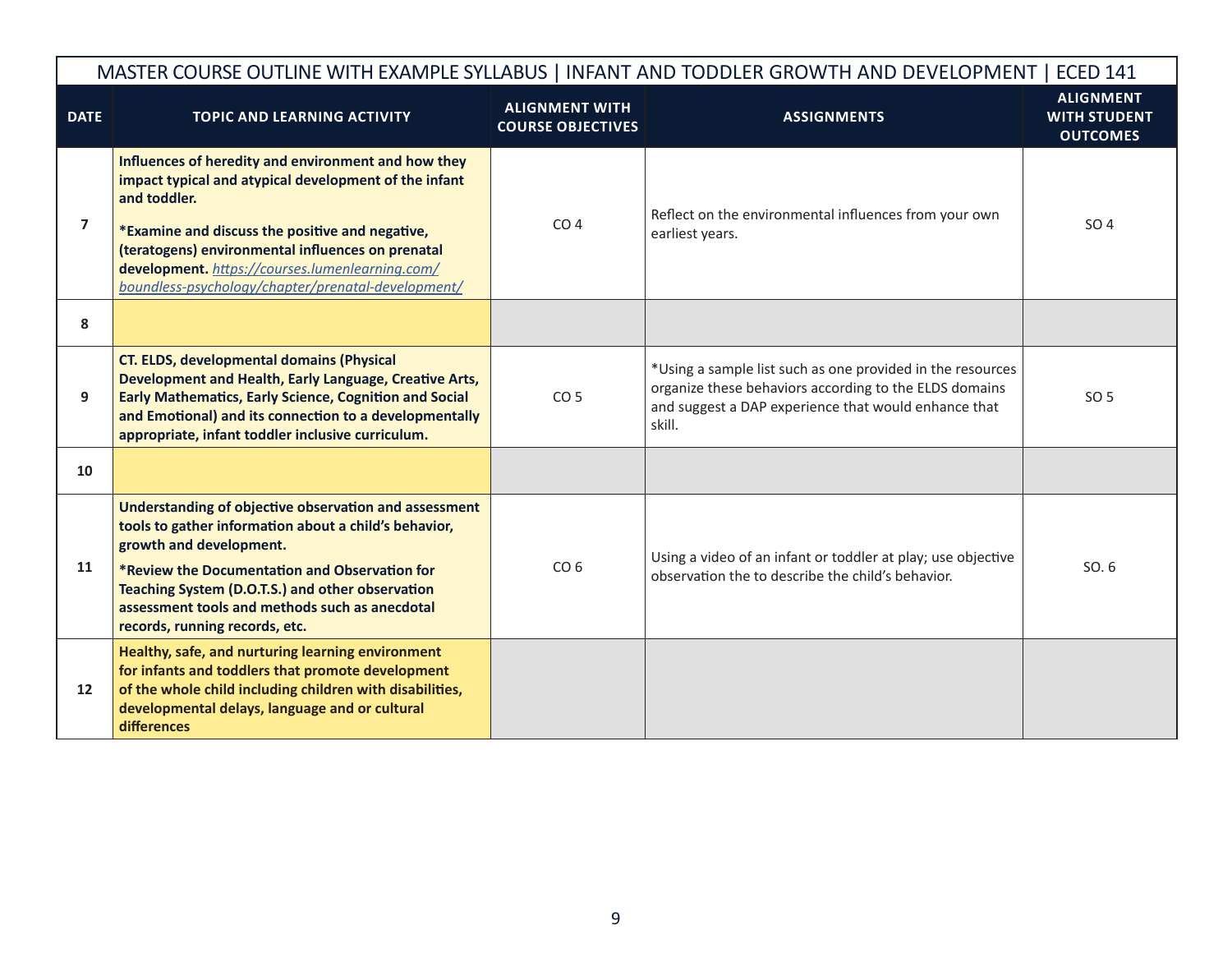| MASTER COURSE OUTLINE WITH EXAMPLE SYLLABUS \| INFANT AND TODDLER GROWTH AND DEVELOPMENT \| ECED 141 | | | | |
|---|---|---|---|---|
| **DATE** | **TOPIC AND LEARNING ACTIVITY** | **ALIGNMENT WITH COURSE OBJECTIVES** | **ASSIGNMENTS** | **ALIGNMENT WITH STUDENT OUTCOMES** |
| **7** | **Influences of heredity and environment and how they impact typical and atypical development of the infant and toddler.** **\*Examine and discuss the positive and negative, (teratogens) environmental influences on prenatal development.** *https://courses.lumenlearning.com/boundless-psychology/chapter/prenatal-development/* | CO 4 | Reflect on the environmental influences from your own earliest years. | SO 4 |
| **8** | | | | |
| **9** | **CT. ELDS, developmental domains (Physical Development and Health, Early Language, Creative Arts, Early Mathematics, Early Science, Cognition and Social and Emotional) and its connection to a developmentally appropriate, infant toddler inclusive curriculum.** | CO 5 | \*Using a sample list such as one provided in the resources organize these behaviors according to the ELDS domains and suggest a DAP experience that would enhance that skill. | SO 5 |
| **10** | | | | |
| **11** | **Understanding of objective observation and assessment tools to gather information about a child's behavior, growth and development.** **\*Review the Documentation and Observation for Teaching System (D.O.T.S.) and other observation assessment tools and methods such as anecdotal records, running records, etc.** | CO 6 | Using a video of an infant or toddler at play; use objective observation the to describe the child's behavior. | SO. 6 |
| **12** | **Healthy, safe, and nurturing learning environment for infants and toddlers that promote development of the whole child including children with disabilities, developmental delays, language and or cultural differences** | | | |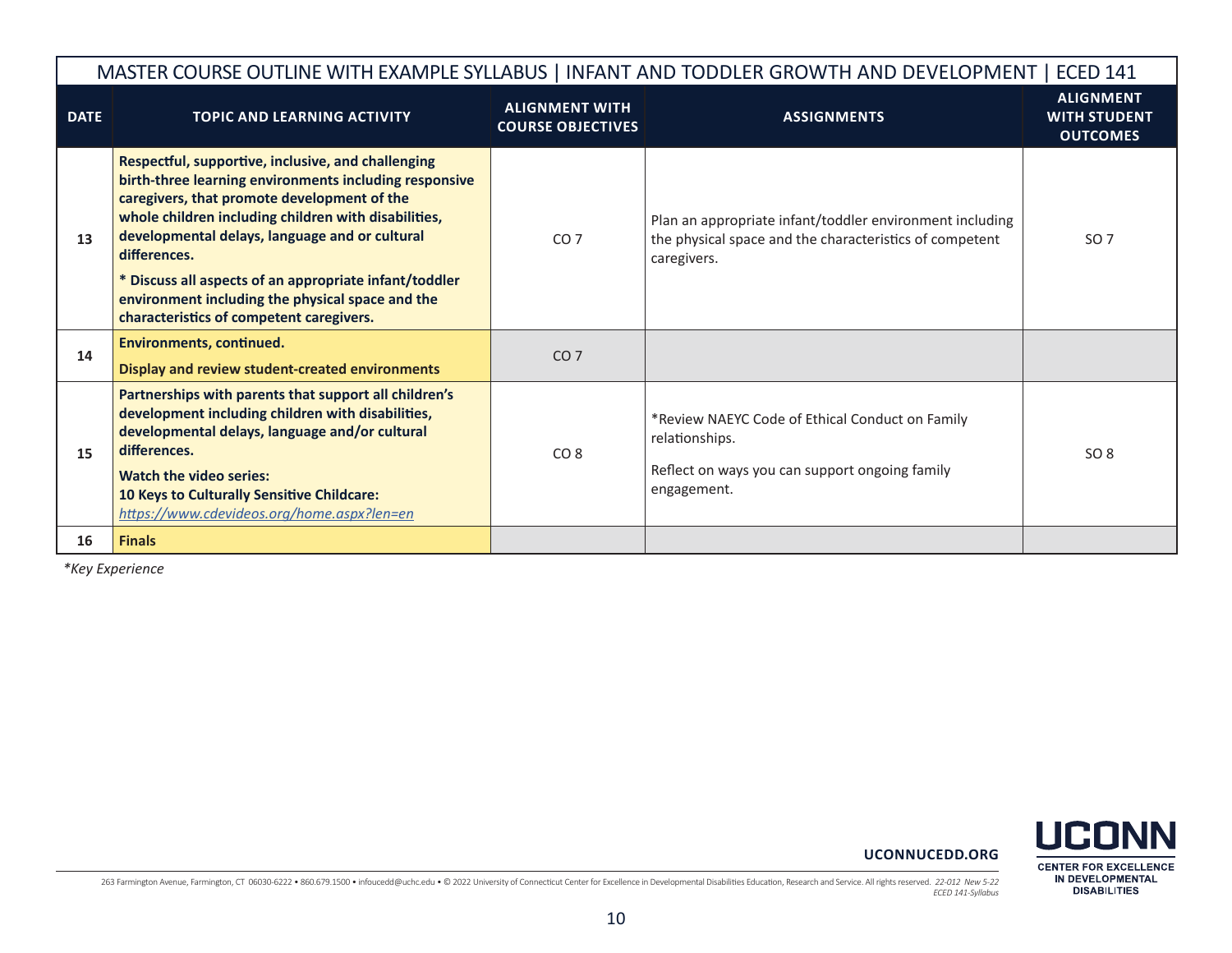| MASTER COURSE OUTLINE WITH EXAMPLE SYLLABUS \| INFANT AND TODDLER GROWTH AND DEVELOPMENT \| ECED 141 | | | | |
|---|---|---|---|---|
| **DATE** | **TOPIC AND LEARNING ACTIVITY** | **ALIGNMENT WITH COURSE OBJECTIVES** | **ASSIGNMENTS** | **ALIGNMENT WITH STUDENT OUTCOMES** |
| **13** | **Respectful, supportive, inclusive, and challenging birth-three learning environments including responsive caregivers, that promote development of the whole children including children with disabilities, developmental delays, language and or cultural differences.** <br> **\* Discuss all aspects of an appropriate infant/toddler environment including the physical space and the characteristics of competent caregivers.** | CO 7 | Plan an appropriate infant/toddler environment including the physical space and the characteristics of competent caregivers. | SO 7 |
| **14** | **Environments, continued.** <br> **Display and review student-created environments** | CO 7 | | |
| **15** | **Partnerships with parents that support all children's development including children with disabilities, developmental delays, language and/or cultural differences.** <br> **Watch the video series:** <br> **10 Keys to Culturally Sensitive Childcare:** <br> *https://www.cdevideos.org/home.aspx?len=en* | CO 8 | \*Review NAEYC Code of Ethical Conduct on Family relationships. <br> Reflect on ways you can support ongoing family engagement. | SO 8 |
| **16** | **Finals** | | | |

*\*Key Experience*